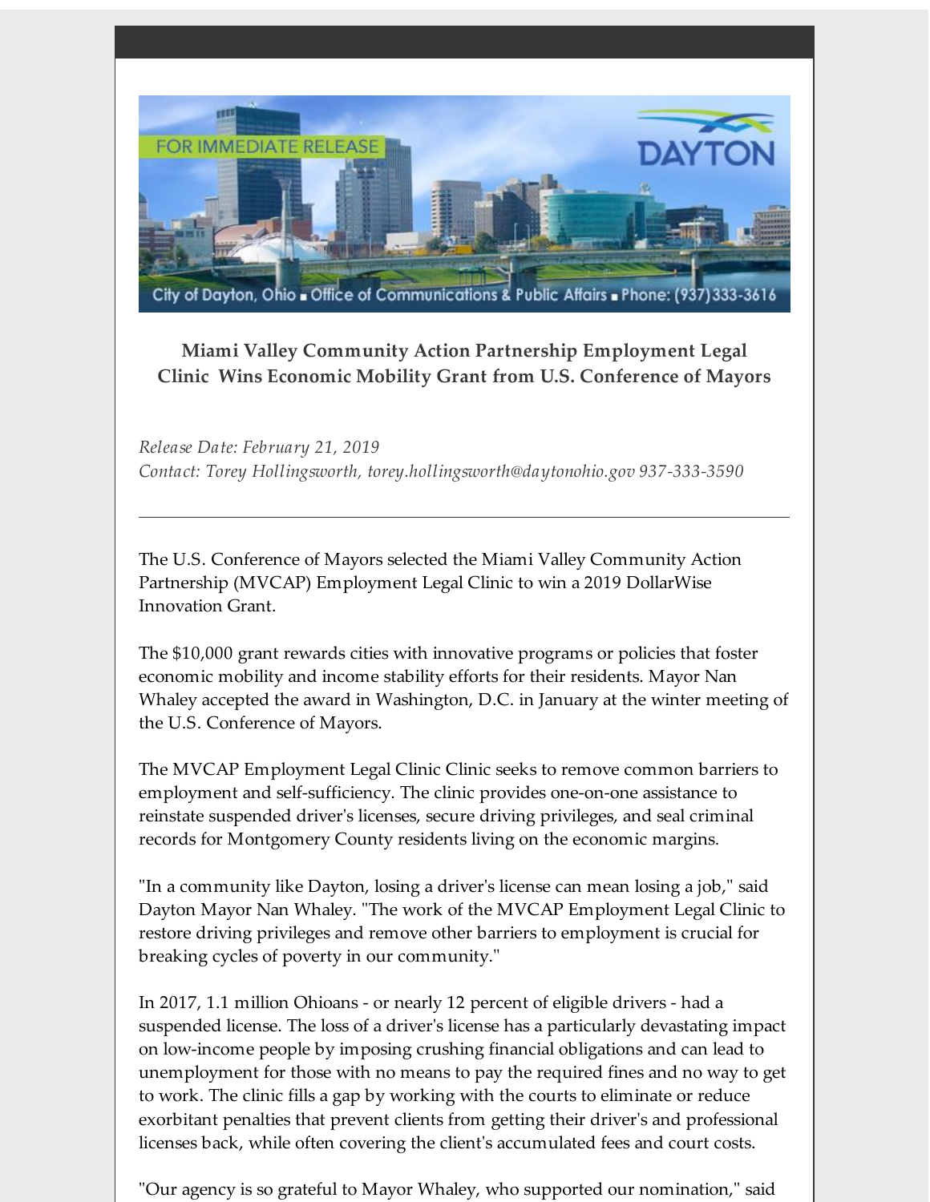FOR IMMEDIATE RELEASE

DAYTON

City of Dayton, Ohio ■ Office of Communications & Public Affairs ■ Phone: (937)333-3616

### Miami Valley Community Action Partnership Employment Legal Clinic Wins Economic Mobility Grant from U.S. Conference of Mayors

*Release Date: February 21, 2019*
*Contact: Torey Hollingsworth, torey.hollingsworth@daytonohio.gov 937-333-3590*

---

The U.S. Conference of Mayors selected the Miami Valley Community Action Partnership (MVCAP) Employment Legal Clinic to win a 2019 DollarWise Innovation Grant.

The $10,000 grant rewards cities with innovative programs or policies that foster economic mobility and income stability efforts for their residents. Mayor Nan Whaley accepted the award in Washington, D.C. in January at the winter meeting of the U.S. Conference of Mayors.

The MVCAP Employment Legal Clinic Clinic seeks to remove common barriers to employment and self-sufficiency. The clinic provides one-on-one assistance to reinstate suspended driver's licenses, secure driving privileges, and seal criminal records for Montgomery County residents living on the economic margins.

"In a community like Dayton, losing a driver's license can mean losing a job," said Dayton Mayor Nan Whaley. "The work of the MVCAP Employment Legal Clinic to restore driving privileges and remove other barriers to employment is crucial for breaking cycles of poverty in our community."

In 2017, 1.1 million Ohioans - or nearly 12 percent of eligible drivers - had a suspended license. The loss of a driver's license has a particularly devastating impact on low-income people by imposing crushing financial obligations and can lead to unemployment for those with no means to pay the required fines and no way to get to work. The clinic fills a gap by working with the courts to eliminate or reduce exorbitant penalties that prevent clients from getting their driver's and professional licenses back, while often covering the client's accumulated fees and court costs.

"Our agency is so grateful to Mayor Whaley, who supported our nomination," said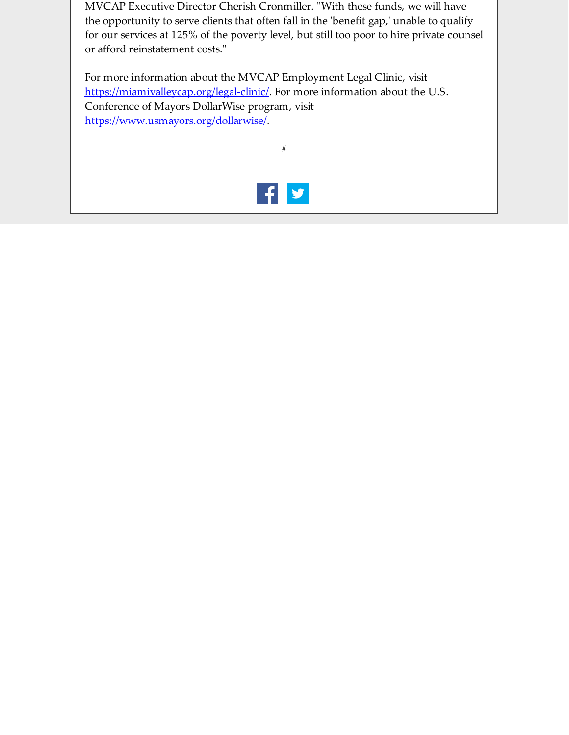MVCAP Executive Director Cherish Cronmiller. "With these funds, we will have the opportunity to serve clients that often fall in the 'benefit gap,' unable to qualify for our services at 125% of the poverty level, but still too poor to hire private counsel or afford reinstatement costs."

For more information about the MVCAP Employment Legal Clinic, visit https://miamivalleycap.org/legal-clinic/. For more information about the U.S. Conference of Mayors DollarWise program, visit https://www.usmayors.org/dollarwise/.

#